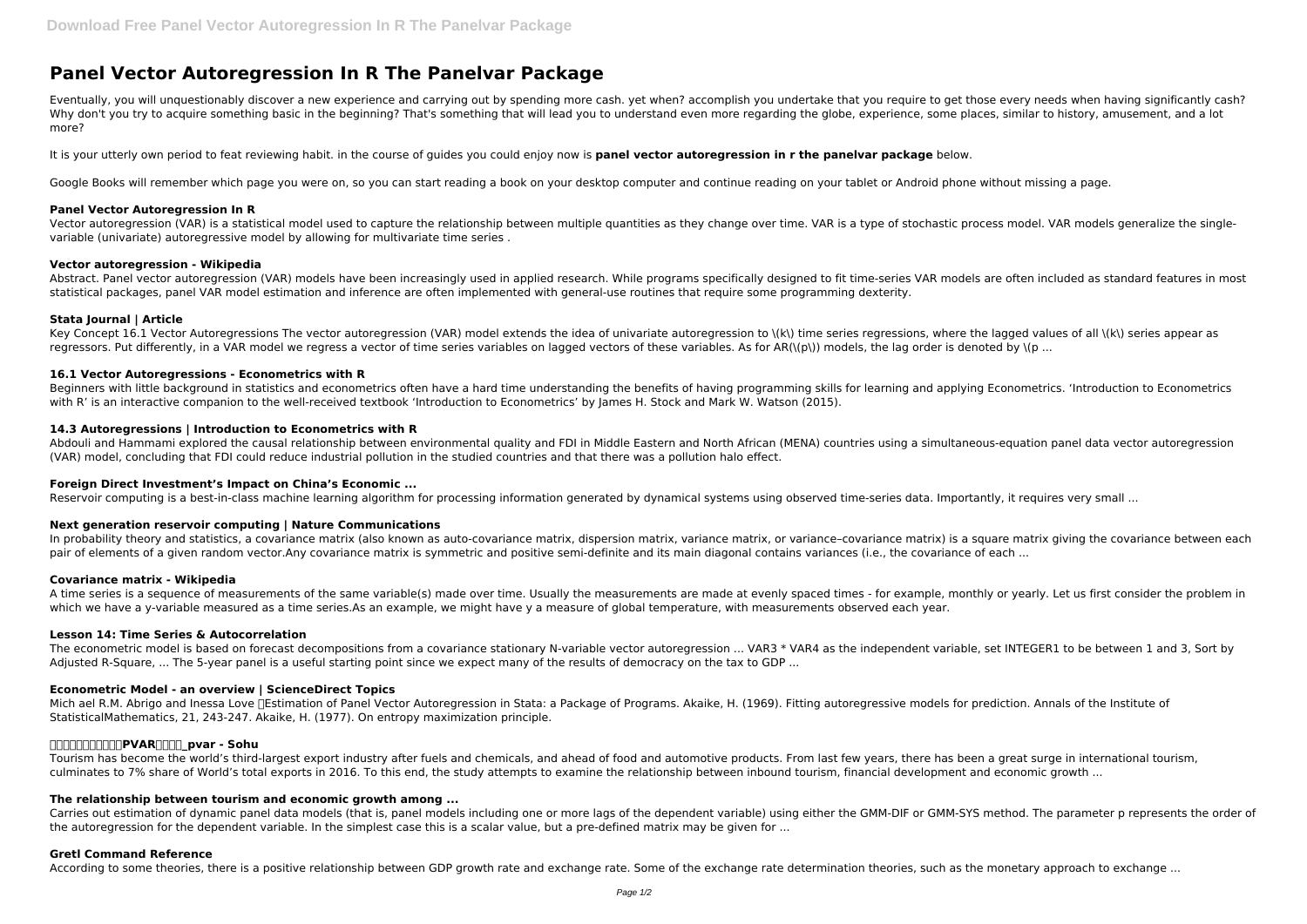# Panel Vector Autoregression In R The Panelvar Package

Eventually, you will unquestionably discover a new experience and carrying out by spending more cash. yet when? accomplish you undertake that you require to get those every needs when having significantly cash? Why don't you try to acquire something basic in the beginning? That's something that will lead you to understand even more regarding the globe, experience, some places, similar to history, amusement, and a lot more?

It is your utterly own period to feat reviewing habit. in the course of guides you could enjoy now is **panel vector autoregression in r the panelvar package** below.

Google Books will remember which page you were on, so you can start reading a book on your desktop computer and continue reading on your tablet or Android phone without missing a page.

### Panel Vector Autoregression In R

Vector autoregression (VAR) is a statistical model used to capture the relationship between multiple quantities as they change over time. VAR is a type of stochastic process model. VAR models generalize the single-variable (univariate) autoregressive model by allowing for multivariate time series .

### Vector autoregression - Wikipedia

Abstract. Panel vector autoregression (VAR) models have been increasingly used in applied research. While programs specifically designed to fit time-series VAR models are often included as standard features in most statistical packages, panel VAR model estimation and inference are often implemented with general-use routines that require some programming dexterity.

### Stata Journal | Article

Key Concept 16.1 Vector Autoregressions The vector autoregression (VAR) model extends the idea of univariate autoregression to \(k\) time series regressions, where the lagged values of all \(k\) series appear as regressors. Put differently, in a VAR model we regress a vector of time series variables on lagged vectors of these variables. As for AR(\(p\)) models, the lag order is denoted by \(p ...

### 16.1 Vector Autoregressions - Econometrics with R

Beginners with little background in statistics and econometrics often have a hard time understanding the benefits of having programming skills for learning and applying Econometrics. 'Introduction to Econometrics with R' is an interactive companion to the well-received textbook 'Introduction to Econometrics' by James H. Stock and Mark W. Watson (2015).

### 14.3 Autoregressions | Introduction to Econometrics with R

Abdouli and Hammami explored the causal relationship between environmental quality and FDI in Middle Eastern and North African (MENA) countries using a simultaneous-equation panel data vector autoregression (VAR) model, concluding that FDI could reduce industrial pollution in the studied countries and that there was a pollution halo effect.

### Foreign Direct Investment's Impact on China's Economic ...

Reservoir computing is a best-in-class machine learning algorithm for processing information generated by dynamical systems using observed time-series data. Importantly, it requires very small ...

### Next generation reservoir computing | Nature Communications

In probability theory and statistics, a covariance matrix (also known as auto-covariance matrix, dispersion matrix, variance matrix, or variance–covariance matrix) is a square matrix giving the covariance between each pair of elements of a given random vector.Any covariance matrix is symmetric and positive semi-definite and its main diagonal contains variances (i.e., the covariance of each ...

### Covariance matrix - Wikipedia

A time series is a sequence of measurements of the same variable(s) made over time. Usually the measurements are made at evenly spaced times - for example, monthly or yearly. Let us first consider the problem in which we have a y-variable measured as a time series.As an example, we might have y a measure of global temperature, with measurements observed each year.

### Lesson 14: Time Series & Autocorrelation

The econometric model is based on forecast decompositions from a covariance stationary N-variable vector autoregression ... VAR3 * VAR4 as the independent variable, set INTEGER1 to be between 1 and 3, Sort by Adjusted R-Square, ... The 5-year panel is a useful starting point since we expect many of the results of democracy on the tax to GDP ...

### Econometric Model - an overview | ScienceDirect Topics

Mich ael R.M. Abrigo and Inessa Love Estimation of Panel Vector Autoregression in Stata: a Package of Programs. Akaike, H. (1969). Fitting autoregressive models for prediction. Annals of the Institute of StatisticalMathematics, 21, 243-247. Akaike, H. (1977). On entropy maximization principle.

### PVAR_pvar - Sohu

Tourism has become the world's third-largest export industry after fuels and chemicals, and ahead of food and automotive products. From last few years, there has been a great surge in international tourism, culminates to 7% share of World's total exports in 2016. To this end, the study attempts to examine the relationship between inbound tourism, financial development and economic growth ...

### The relationship between tourism and economic growth among ...

Carries out estimation of dynamic panel data models (that is, panel models including one or more lags of the dependent variable) using either the GMM-DIF or GMM-SYS method. The parameter p represents the order of the autoregression for the dependent variable. In the simplest case this is a scalar value, but a pre-defined matrix may be given for ...

### Gretl Command Reference

According to some theories, there is a positive relationship between GDP growth rate and exchange rate. Some of the exchange rate determination theories, such as the monetary approach to exchange ...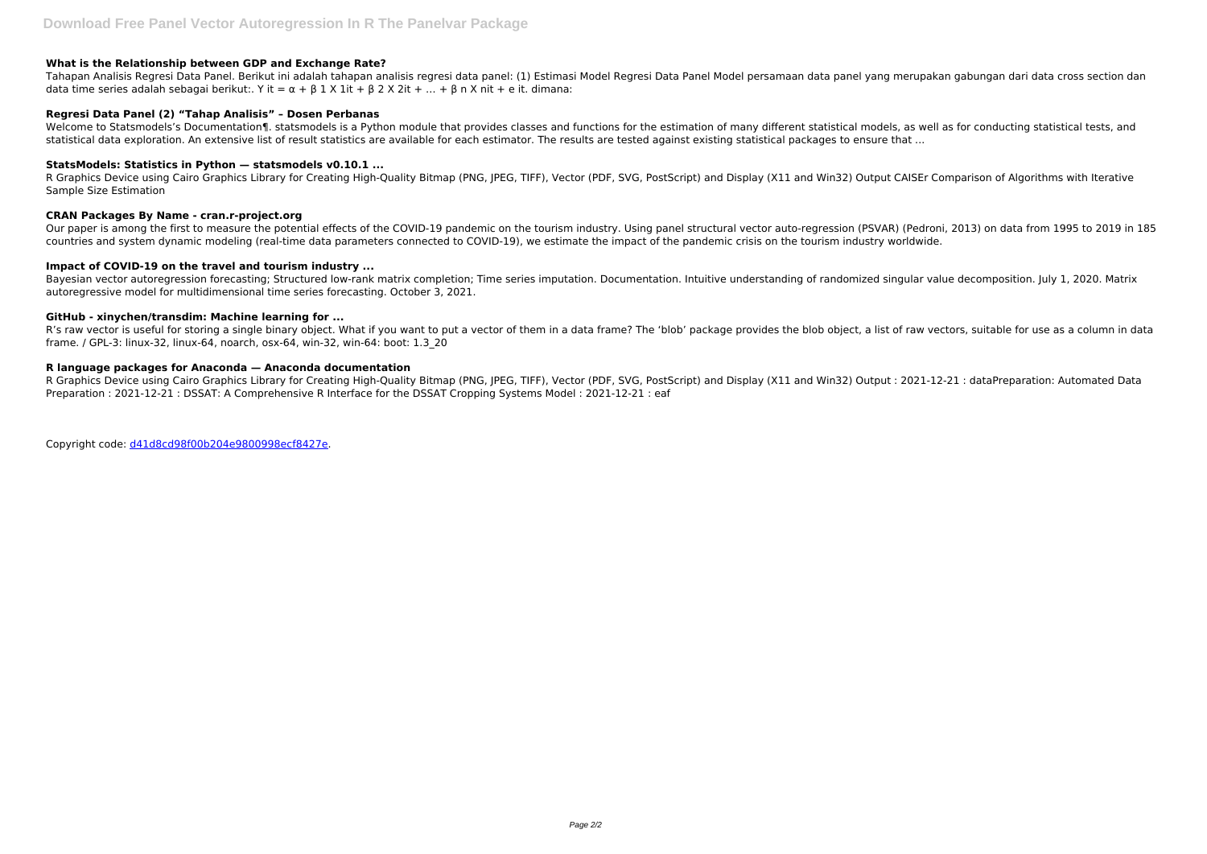### What is the Relationship between GDP and Exchange Rate?

Tahapan Analisis Regresi Data Panel. Berikut ini adalah tahapan analisis regresi data panel: (1) Estimasi Model Regresi Data Panel Model persamaan data panel yang merupakan gabungan dari data cross section dan data time series adalah sebagai berikut:. $Y_{it} = \alpha + \beta_1 X_{1it} + \beta_2 X_{2it} + \ldots + \beta_n X_{nit} + e_{it}$. dimana:

### Regresi Data Panel (2) "Tahap Analisis" – Dosen Perbanas

Welcome to Statsmodels's Documentation¶. statsmodels is a Python module that provides classes and functions for the estimation of many different statistical models, as well as for conducting statistical tests, and statistical data exploration. An extensive list of result statistics are available for each estimator. The results are tested against existing statistical packages to ensure that ...

### StatsModels: Statistics in Python — statsmodels v0.10.1 ...

R Graphics Device using Cairo Graphics Library for Creating High-Quality Bitmap (PNG, JPEG, TIFF), Vector (PDF, SVG, PostScript) and Display (X11 and Win32) Output CAISEr Comparison of Algorithms with Iterative Sample Size Estimation

### CRAN Packages By Name - cran.r-project.org

Our paper is among the first to measure the potential effects of the COVID-19 pandemic on the tourism industry. Using panel structural vector auto-regression (PSVAR) (Pedroni, 2013) on data from 1995 to 2019 in 185 countries and system dynamic modeling (real-time data parameters connected to COVID-19), we estimate the impact of the pandemic crisis on the tourism industry worldwide.

### Impact of COVID-19 on the travel and tourism industry ...

Bayesian vector autoregression forecasting; Structured low-rank matrix completion; Time series imputation. Documentation. Intuitive understanding of randomized singular value decomposition. July 1, 2020. Matrix autoregressive model for multidimensional time series forecasting. October 3, 2021.

### GitHub - xinychen/transdim: Machine learning for ...

R's raw vector is useful for storing a single binary object. What if you want to put a vector of them in a data frame? The 'blob' package provides the blob object, a list of raw vectors, suitable for use as a column in data frame. / GPL-3: linux-32, linux-64, noarch, osx-64, win-32, win-64: boot: 1.3_20

### R language packages for Anaconda — Anaconda documentation

R Graphics Device using Cairo Graphics Library for Creating High-Quality Bitmap (PNG, JPEG, TIFF), Vector (PDF, SVG, PostScript) and Display (X11 and Win32) Output : 2021-12-21 : dataPreparation: Automated Data Preparation : 2021-12-21 : DSSAT: A Comprehensive R Interface for the DSSAT Cropping Systems Model : 2021-12-21 : eaf

Copyright code: d41d8cd98f00b204e9800998ecf8427e.